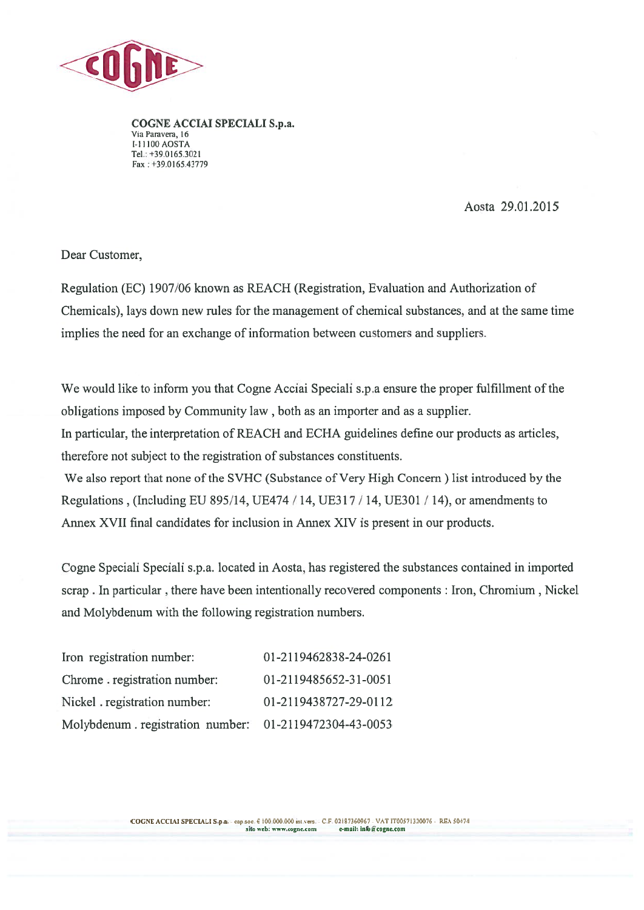COGNE

**COGNE ACCIAI SPECIALI S.p.a.**
Via Paravera, 16
I-11100 AOSTA
Tel.: +39.0165.3021
Fax : +39.0165.43779

Aosta 29.01.2015

Dear Customer,

Regulation (EC) 1907/06 known as REACH (Registration, Evaluation and Authorization of Chemicals), lays down new rules for the management of chemical substances, and at the same time implies the need for an exchange of information between customers and suppliers.

We would like to inform you that Cogne Acciai Speciali s.p.a ensure the proper fulfillment of the obligations imposed by Community law , both as an importer and as a supplier.
In particular, the interpretation of REACH and ECHA guidelines define our products as articles, therefore not subject to the registration of substances constituents.
We also report that none of the SVHC (Substance of Very High Concern ) list introduced by the Regulations , (Including EU 895/14, UE474 / 14, UE317 / 14, UE301 / 14), or amendments to Annex XVII final candidates for inclusion in Annex XIV is present in our products.

Cogne Speciali Speciali s.p.a. located in Aosta, has registered the substances contained in imported scrap . In particular , there have been intentionally recovered components : Iron, Chromium , Nickel and Molybdenum with the following registration numbers.

| | |
|---|---|
| Iron registration number: | 01-2119462838-24-0261 |
| Chrome . registration number: | 01-2119485652-31-0051 |
| Nickel . registration number: | 01-2119438727-29-0112 |
| Molybdenum . registration number: | 01-2119472304-43-0053 |

COGNE ACCIAI SPECIALI S.p.a. - cap.soc. € 100.000.000 int.vers. - C.F. 02187360967 - VAT IT00571320076 - REA 50474
sito web: www.cogne.com e-mail: info@cogne.com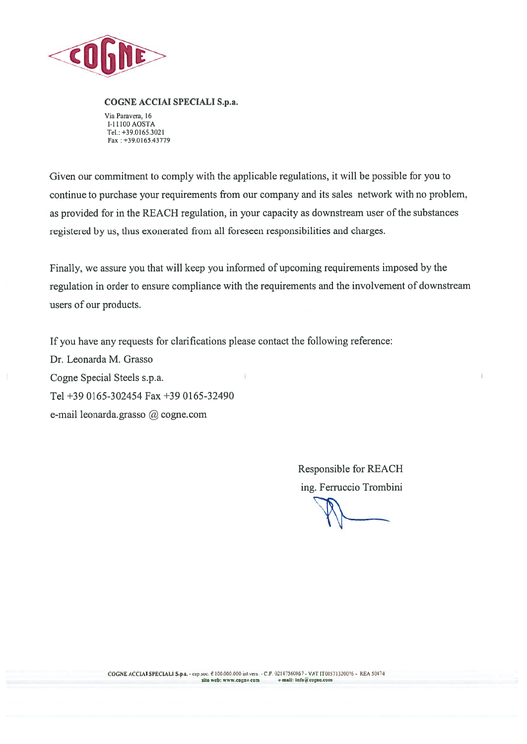**COGNE ACCIAI SPECIALI S.p.a.**

Via Paravera, 16
I-11100 AOSTA
Tel.: +39.0165.3021
Fax : +39.0165.43779

Given our commitment to comply with the applicable regulations, it will be possible for you to continue to purchase your requirements from our company and its sales network with no problem, as provided for in the REACH regulation, in your capacity as downstream user of the substances registered by us, thus exonerated from all foreseen responsibilities and charges.

Finally, we assure you that will keep you informed of upcoming requirements imposed by the regulation in order to ensure compliance with the requirements and the involvement of downstream users of our products.

If you have any requests for clarifications please contact the following reference:
Dr. Leonarda M. Grasso
Cogne Special Steels s.p.a.
Tel +39 0165-302454 Fax +39 0165-32490
e-mail leonarda.grasso @ cogne.com

Responsible for REACH
ing. Ferruccio Trombini

COGNE ACCIAI SPECIALI S.p.a. - cap.soc. € 100.000.000 int.vers. - C.F. 02187360967 - VAT IT00571320076 - REA 50474
sito web: www.cogne.com e-mail: info@cogne.com